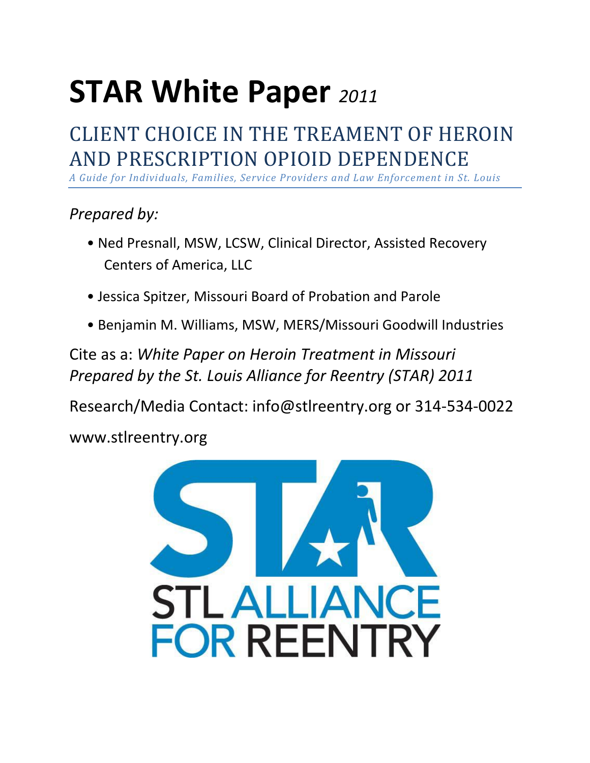# STAR White Paper *2011*

## CLIENT CHOICE IN THE TREAMENT OF HEROIN AND PRESCRIPTION OPIOID DEPENDENCE

*A Guide for Individuals, Families, Service Providers and Law Enforcement in St. Louis*

*Prepared by:*

- Ned Presnall, MSW, LCSW, Clinical Director, Assisted Recovery Centers of America, LLC
- Jessica Spitzer, Missouri Board of Probation and Parole
- Benjamin M. Williams, MSW, MERS/Missouri Goodwill Industries

Cite as a: *White Paper on Heroin Treatment in Missouri Prepared by the St. Louis Alliance for Reentry (STAR) 2011*

Research/Media Contact: info@stlreentry.org or 314-534-0022

www.stlreentry.org

STL ALLIANCE FOR REENTRY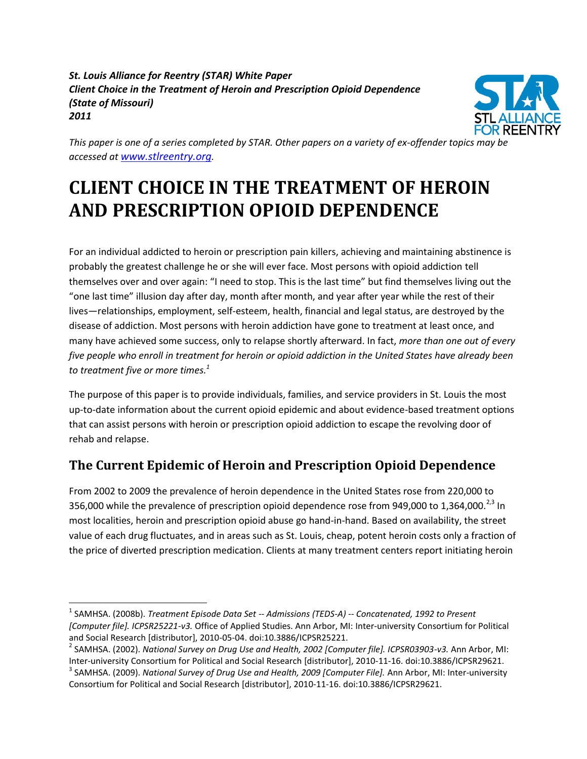*St. Louis Alliance for Reentry (STAR) White Paper*
*Client Choice in the Treatment of Heroin and Prescription Opioid Dependence*
*(State of Missouri)*
*2011*

*This paper is one of a series completed by STAR. Other papers on a variety of ex-offender topics may be accessed at [www.stlreentry.org](http://www.stlreentry.org).*

# CLIENT CHOICE IN THE TREATMENT OF HEROIN AND PRESCRIPTION OPIOID DEPENDENCE

For an individual addicted to heroin or prescription pain killers, achieving and maintaining abstinence is probably the greatest challenge he or she will ever face. Most persons with opioid addiction tell themselves over and over again: "I need to stop. This is the last time" but find themselves living out the "one last time" illusion day after day, month after month, and year after year while the rest of their lives—relationships, employment, self-esteem, health, financial and legal status, are destroyed by the disease of addiction. Most persons with heroin addiction have gone to treatment at least once, and many have achieved some success, only to relapse shortly afterward. In fact, *more than one out of every five people who enroll in treatment for heroin or opioid addiction in the United States have already been to treatment five or more times.*[1]

The purpose of this paper is to provide individuals, families, and service providers in St. Louis the most up-to-date information about the current opioid epidemic and about evidence-based treatment options that can assist persons with heroin or prescription opioid addiction to escape the revolving door of rehab and relapse.

## The Current Epidemic of Heroin and Prescription Opioid Dependence

From 2002 to 2009 the prevalence of heroin dependence in the United States rose from 220,000 to 356,000 while the prevalence of prescription opioid dependence rose from 949,000 to 1,364,000.[2,3] In most localities, heroin and prescription opioid abuse go hand-in-hand. Based on availability, the street value of each drug fluctuates, and in areas such as St. Louis, cheap, potent heroin costs only a fraction of the price of diverted prescription medication. Clients at many treatment centers report initiating heroin

---

[1] SAMHSA. (2008b). *Treatment Episode Data Set -- Admissions (TEDS-A) -- Concatenated, 1992 to Present [Computer file]. ICPSR25221-v3.* Office of Applied Studies. Ann Arbor, MI: Inter-university Consortium for Political and Social Research [distributor], 2010-05-04. doi:10.3886/ICPSR25221.

[2] SAMHSA. (2002). *National Survey on Drug Use and Health, 2002 [Computer file]. ICPSR03903-v3.* Ann Arbor, MI: Inter-university Consortium for Political and Social Research [distributor], 2010-11-16. doi:10.3886/ICPSR29621.

[3] SAMHSA. (2009). *National Survey of Drug Use and Health, 2009 [Computer File].* Ann Arbor, MI: Inter-university Consortium for Political and Social Research [distributor], 2010-11-16. doi:10.3886/ICPSR29621.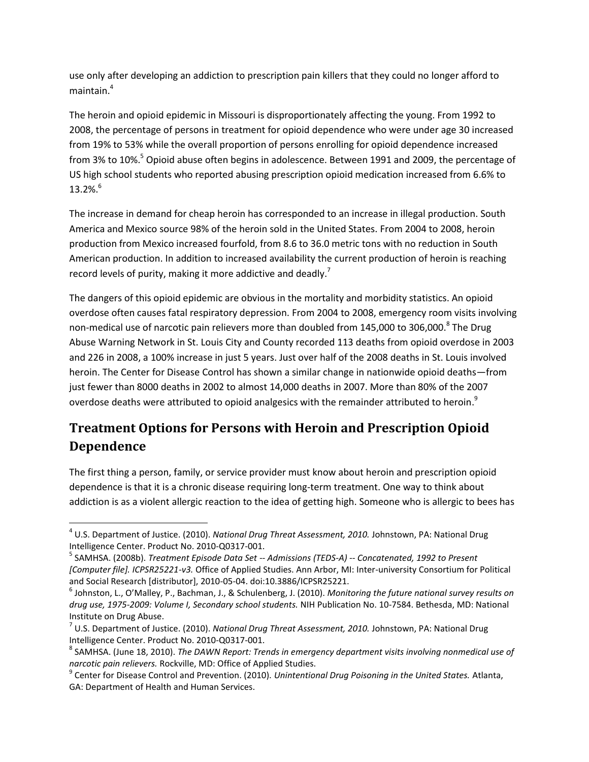use only after developing an addiction to prescription pain killers that they could no longer afford to maintain.[4]

The heroin and opioid epidemic in Missouri is disproportionately affecting the young. From 1992 to 2008, the percentage of persons in treatment for opioid dependence who were under age 30 increased from 19% to 53% while the overall proportion of persons enrolling for opioid dependence increased from 3% to 10%.[5] Opioid abuse often begins in adolescence. Between 1991 and 2009, the percentage of US high school students who reported abusing prescription opioid medication increased from 6.6% to 13.2%.[6]

The increase in demand for cheap heroin has corresponded to an increase in illegal production. South America and Mexico source 98% of the heroin sold in the United States. From 2004 to 2008, heroin production from Mexico increased fourfold, from 8.6 to 36.0 metric tons with no reduction in South American production. In addition to increased availability the current production of heroin is reaching record levels of purity, making it more addictive and deadly.[7]

The dangers of this opioid epidemic are obvious in the mortality and morbidity statistics. An opioid overdose often causes fatal respiratory depression. From 2004 to 2008, emergency room visits involving non-medical use of narcotic pain relievers more than doubled from 145,000 to 306,000.[8] The Drug Abuse Warning Network in St. Louis City and County recorded 113 deaths from opioid overdose in 2003 and 226 in 2008, a 100% increase in just 5 years. Just over half of the 2008 deaths in St. Louis involved heroin. The Center for Disease Control has shown a similar change in nationwide opioid deaths—from just fewer than 8000 deaths in 2002 to almost 14,000 deaths in 2007. More than 80% of the 2007 overdose deaths were attributed to opioid analgesics with the remainder attributed to heroin.[9]

## Treatment Options for Persons with Heroin and Prescription Opioid Dependence

The first thing a person, family, or service provider must know about heroin and prescription opioid dependence is that it is a chronic disease requiring long-term treatment. One way to think about addiction is as a violent allergic reaction to the idea of getting high. Someone who is allergic to bees has

---

[4] U.S. Department of Justice. (2010). *National Drug Threat Assessment, 2010.* Johnstown, PA: National Drug Intelligence Center. Product No. 2010-Q0317-001.

[5] SAMHSA. (2008b). *Treatment Episode Data Set -- Admissions (TEDS-A) -- Concatenated, 1992 to Present [Computer file]. ICPSR25221-v3.* Office of Applied Studies. Ann Arbor, MI: Inter-university Consortium for Political and Social Research [distributor], 2010-05-04. doi:10.3886/ICPSR25221.

[6] Johnston, L., O'Malley, P., Bachman, J., & Schulenberg, J. (2010). *Monitoring the future national survey results on drug use, 1975-2009: Volume I, Secondary school students.* NIH Publication No. 10-7584. Bethesda, MD: National Institute on Drug Abuse.

[7] U.S. Department of Justice. (2010). *National Drug Threat Assessment, 2010.* Johnstown, PA: National Drug Intelligence Center. Product No. 2010-Q0317-001.

[8] SAMHSA. (June 18, 2010). *The DAWN Report: Trends in emergency department visits involving nonmedical use of narcotic pain relievers.* Rockville, MD: Office of Applied Studies.

[9] Center for Disease Control and Prevention. (2010). *Unintentional Drug Poisoning in the United States.* Atlanta, GA: Department of Health and Human Services.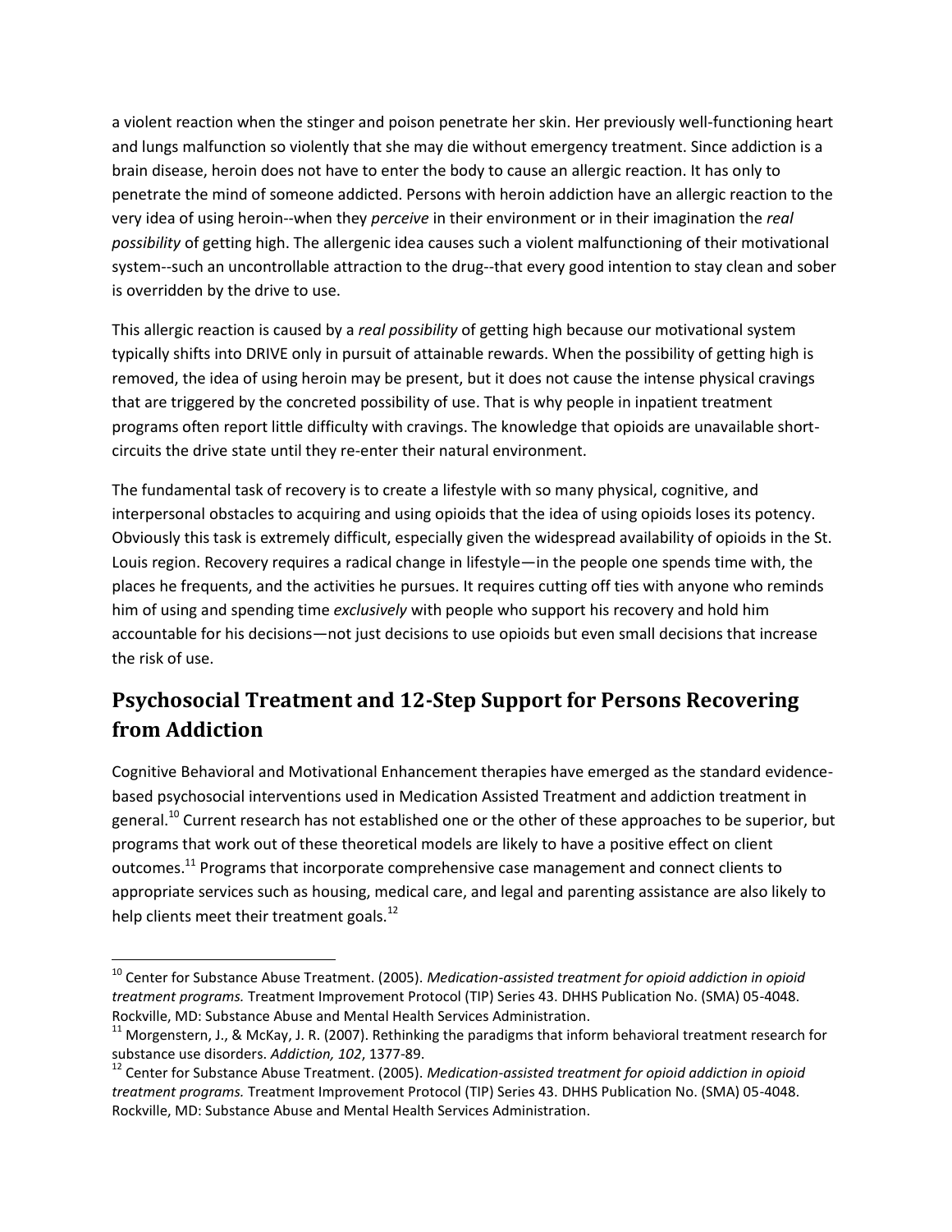a violent reaction when the stinger and poison penetrate her skin. Her previously well-functioning heart and lungs malfunction so violently that she may die without emergency treatment. Since addiction is a brain disease, heroin does not have to enter the body to cause an allergic reaction. It has only to penetrate the mind of someone addicted. Persons with heroin addiction have an allergic reaction to the very idea of using heroin--when they *perceive* in their environment or in their imagination the *real possibility* of getting high. The allergenic idea causes such a violent malfunctioning of their motivational system--such an uncontrollable attraction to the drug--that every good intention to stay clean and sober is overridden by the drive to use.

This allergic reaction is caused by a *real possibility* of getting high because our motivational system typically shifts into DRIVE only in pursuit of attainable rewards. When the possibility of getting high is removed, the idea of using heroin may be present, but it does not cause the intense physical cravings that are triggered by the concreted possibility of use. That is why people in inpatient treatment programs often report little difficulty with cravings. The knowledge that opioids are unavailable short-circuits the drive state until they re-enter their natural environment.

The fundamental task of recovery is to create a lifestyle with so many physical, cognitive, and interpersonal obstacles to acquiring and using opioids that the idea of using opioids loses its potency. Obviously this task is extremely difficult, especially given the widespread availability of opioids in the St. Louis region. Recovery requires a radical change in lifestyle—in the people one spends time with, the places he frequents, and the activities he pursues. It requires cutting off ties with anyone who reminds him of using and spending time *exclusively* with people who support his recovery and hold him accountable for his decisions—not just decisions to use opioids but even small decisions that increase the risk of use.

## Psychosocial Treatment and 12-Step Support for Persons Recovering from Addiction

Cognitive Behavioral and Motivational Enhancement therapies have emerged as the standard evidence-based psychosocial interventions used in Medication Assisted Treatment and addiction treatment in general.[10] Current research has not established one or the other of these approaches to be superior, but programs that work out of these theoretical models are likely to have a positive effect on client outcomes.[11] Programs that incorporate comprehensive case management and connect clients to appropriate services such as housing, medical care, and legal and parenting assistance are also likely to help clients meet their treatment goals.[12]

---

[10] Center for Substance Abuse Treatment. (2005). *Medication-assisted treatment for opioid addiction in opioid treatment programs.* Treatment Improvement Protocol (TIP) Series 43. DHHS Publication No. (SMA) 05-4048. Rockville, MD: Substance Abuse and Mental Health Services Administration.

[11] Morgenstern, J., & McKay, J. R. (2007). Rethinking the paradigms that inform behavioral treatment research for substance use disorders. *Addiction, 102*, 1377-89.

[12] Center for Substance Abuse Treatment. (2005). *Medication-assisted treatment for opioid addiction in opioid treatment programs.* Treatment Improvement Protocol (TIP) Series 43. DHHS Publication No. (SMA) 05-4048. Rockville, MD: Substance Abuse and Mental Health Services Administration.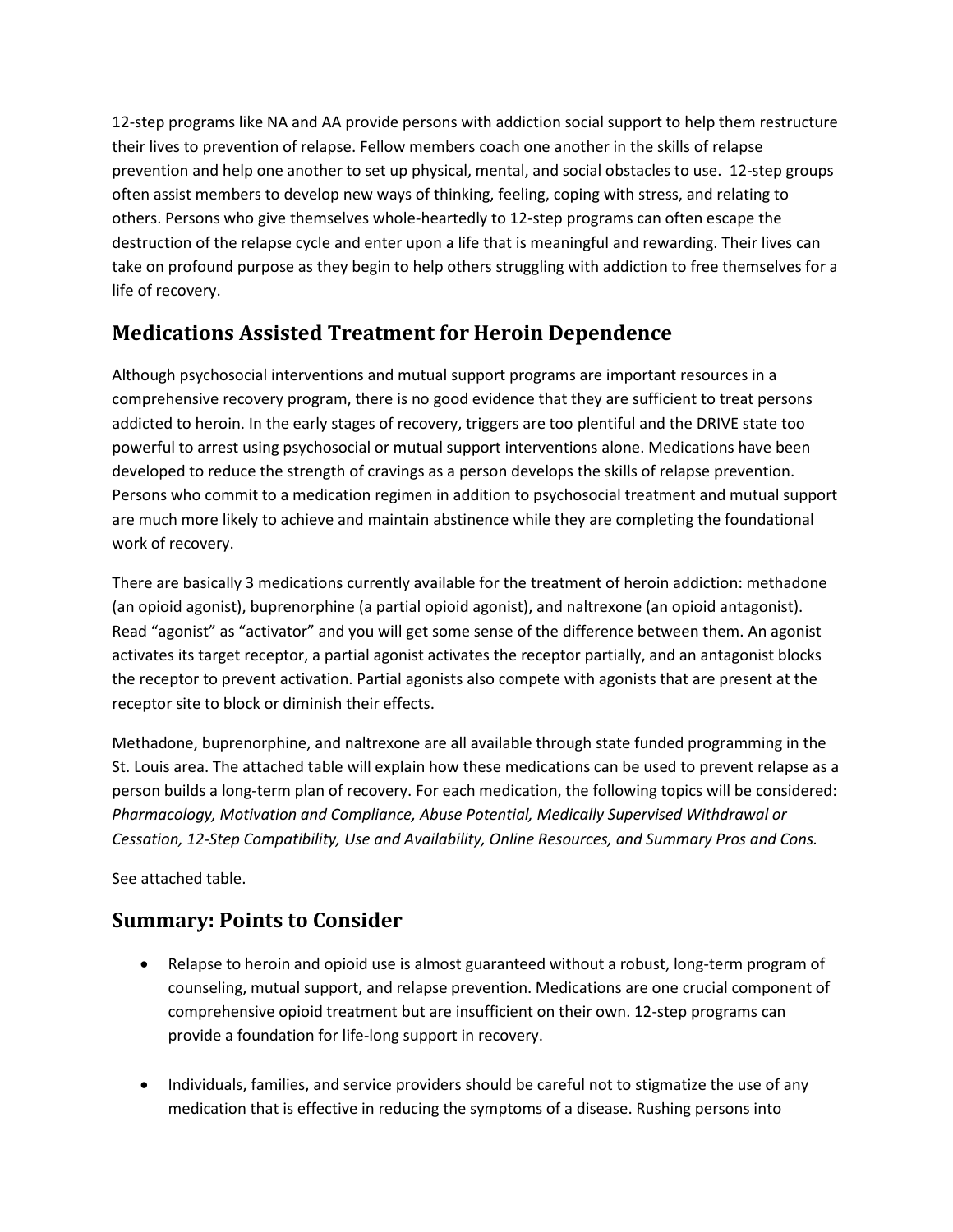12-step programs like NA and AA provide persons with addiction social support to help them restructure their lives to prevention of relapse. Fellow members coach one another in the skills of relapse prevention and help one another to set up physical, mental, and social obstacles to use. 12-step groups often assist members to develop new ways of thinking, feeling, coping with stress, and relating to others. Persons who give themselves whole-heartedly to 12-step programs can often escape the destruction of the relapse cycle and enter upon a life that is meaningful and rewarding. Their lives can take on profound purpose as they begin to help others struggling with addiction to free themselves for a life of recovery.

## Medications Assisted Treatment for Heroin Dependence

Although psychosocial interventions and mutual support programs are important resources in a comprehensive recovery program, there is no good evidence that they are sufficient to treat persons addicted to heroin. In the early stages of recovery, triggers are too plentiful and the DRIVE state too powerful to arrest using psychosocial or mutual support interventions alone. Medications have been developed to reduce the strength of cravings as a person develops the skills of relapse prevention. Persons who commit to a medication regimen in addition to psychosocial treatment and mutual support are much more likely to achieve and maintain abstinence while they are completing the foundational work of recovery.

There are basically 3 medications currently available for the treatment of heroin addiction: methadone (an opioid agonist), buprenorphine (a partial opioid agonist), and naltrexone (an opioid antagonist). Read "agonist" as "activator" and you will get some sense of the difference between them. An agonist activates its target receptor, a partial agonist activates the receptor partially, and an antagonist blocks the receptor to prevent activation. Partial agonists also compete with agonists that are present at the receptor site to block or diminish their effects.

Methadone, buprenorphine, and naltrexone are all available through state funded programming in the St. Louis area. The attached table will explain how these medications can be used to prevent relapse as a person builds a long-term plan of recovery. For each medication, the following topics will be considered: *Pharmacology, Motivation and Compliance, Abuse Potential, Medically Supervised Withdrawal or Cessation, 12-Step Compatibility, Use and Availability, Online Resources, and Summary Pros and Cons.*

See attached table.

## Summary: Points to Consider

- Relapse to heroin and opioid use is almost guaranteed without a robust, long-term program of counseling, mutual support, and relapse prevention. Medications are one crucial component of comprehensive opioid treatment but are insufficient on their own. 12-step programs can provide a foundation for life-long support in recovery.

- Individuals, families, and service providers should be careful not to stigmatize the use of any medication that is effective in reducing the symptoms of a disease. Rushing persons into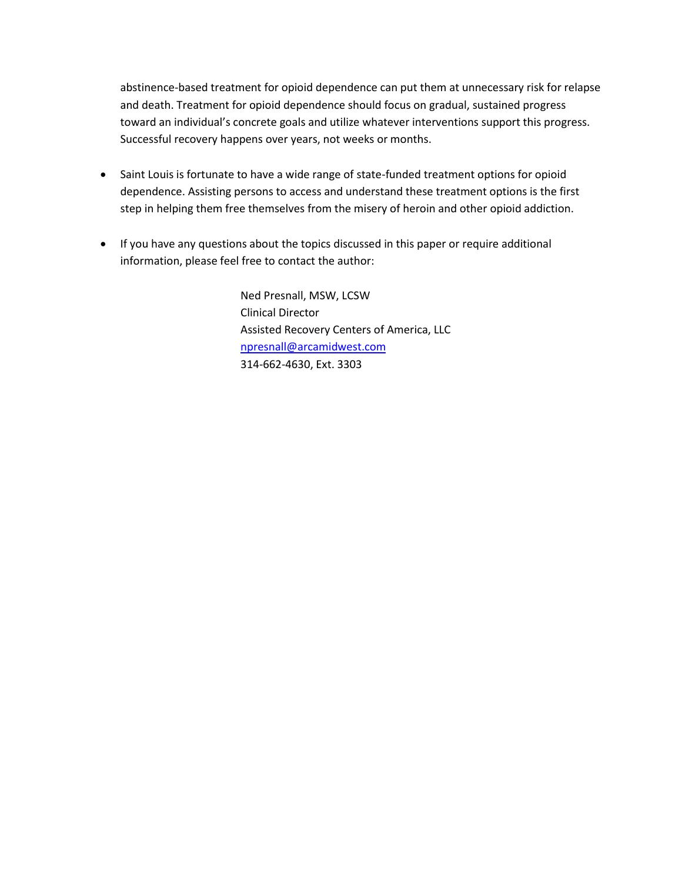abstinence-based treatment for opioid dependence can put them at unnecessary risk for relapse and death. Treatment for opioid dependence should focus on gradual, sustained progress toward an individual's concrete goals and utilize whatever interventions support this progress. Successful recovery happens over years, not weeks or months.

- Saint Louis is fortunate to have a wide range of state-funded treatment options for opioid dependence. Assisting persons to access and understand these treatment options is the first step in helping them free themselves from the misery of heroin and other opioid addiction.

- If you have any questions about the topics discussed in this paper or require additional information, please feel free to contact the author:

  Ned Presnall, MSW, LCSW
  Clinical Director
  Assisted Recovery Centers of America, LLC
  npresnall@arcamidwest.com
  314-662-4630, Ext. 3303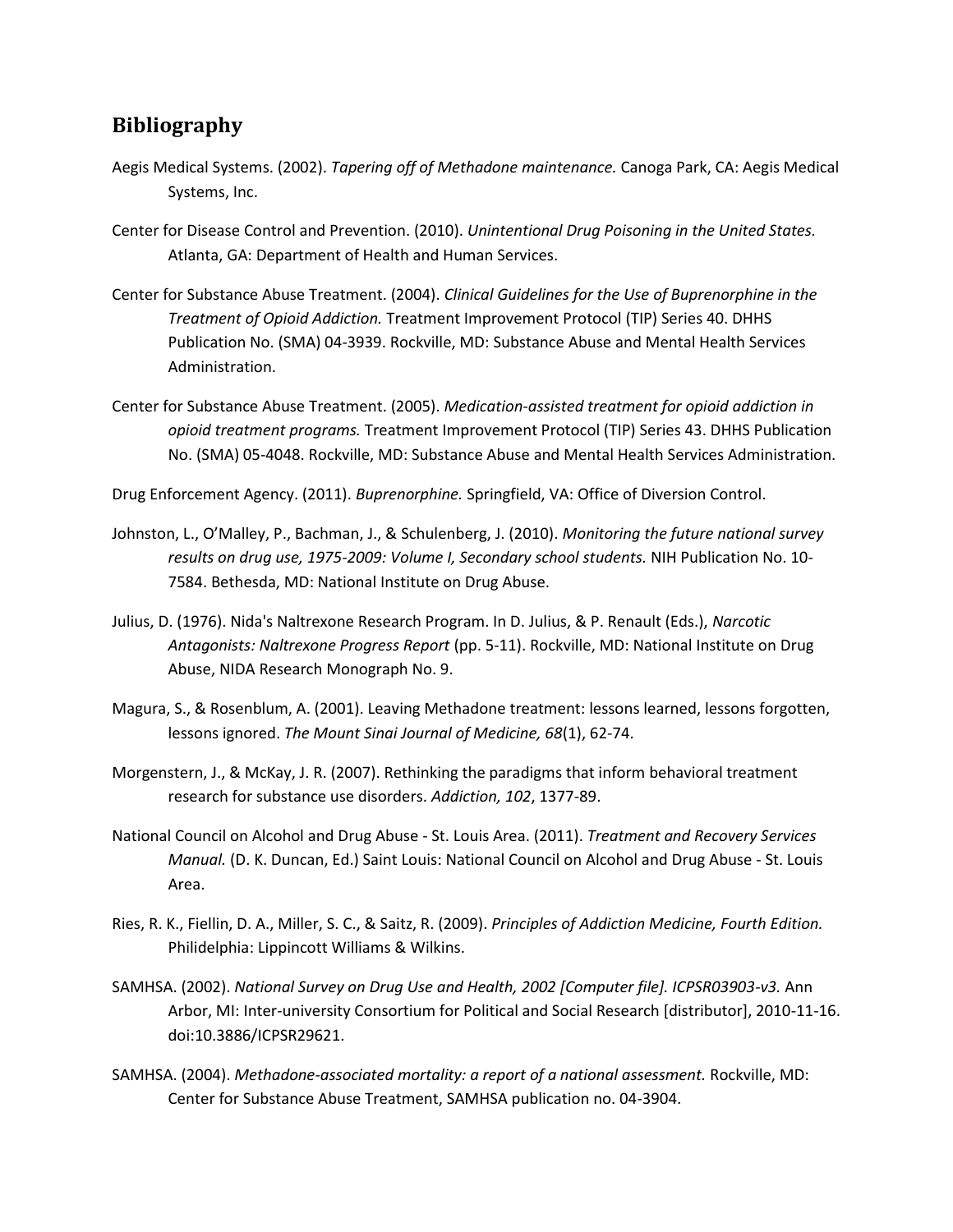## Bibliography

Aegis Medical Systems. (2002). *Tapering off of Methadone maintenance.* Canoga Park, CA: Aegis Medical Systems, Inc.

Center for Disease Control and Prevention. (2010). *Unintentional Drug Poisoning in the United States.* Atlanta, GA: Department of Health and Human Services.

Center for Substance Abuse Treatment. (2004). *Clinical Guidelines for the Use of Buprenorphine in the Treatment of Opioid Addiction.* Treatment Improvement Protocol (TIP) Series 40. DHHS Publication No. (SMA) 04-3939. Rockville, MD: Substance Abuse and Mental Health Services Administration.

Center for Substance Abuse Treatment. (2005). *Medication-assisted treatment for opioid addiction in opioid treatment programs.* Treatment Improvement Protocol (TIP) Series 43. DHHS Publication No. (SMA) 05-4048. Rockville, MD: Substance Abuse and Mental Health Services Administration.

Drug Enforcement Agency. (2011). *Buprenorphine.* Springfield, VA: Office of Diversion Control.

Johnston, L., O'Malley, P., Bachman, J., & Schulenberg, J. (2010). *Monitoring the future national survey results on drug use, 1975-2009: Volume I, Secondary school students.* NIH Publication No. 10-7584. Bethesda, MD: National Institute on Drug Abuse.

Julius, D. (1976). Nida's Naltrexone Research Program. In D. Julius, & P. Renault (Eds.), *Narcotic Antagonists: Naltrexone Progress Report* (pp. 5-11). Rockville, MD: National Institute on Drug Abuse, NIDA Research Monograph No. 9.

Magura, S., & Rosenblum, A. (2001). Leaving Methadone treatment: lessons learned, lessons forgotten, lessons ignored. *The Mount Sinai Journal of Medicine, 68*(1), 62-74.

Morgenstern, J., & McKay, J. R. (2007). Rethinking the paradigms that inform behavioral treatment research for substance use disorders. *Addiction, 102*, 1377-89.

National Council on Alcohol and Drug Abuse - St. Louis Area. (2011). *Treatment and Recovery Services Manual.* (D. K. Duncan, Ed.) Saint Louis: National Council on Alcohol and Drug Abuse - St. Louis Area.

Ries, R. K., Fiellin, D. A., Miller, S. C., & Saitz, R. (2009). *Principles of Addiction Medicine, Fourth Edition.* Philidelphia: Lippincott Williams & Wilkins.

SAMHSA. (2002). *National Survey on Drug Use and Health, 2002 [Computer file]. ICPSR03903-v3.* Ann Arbor, MI: Inter-university Consortium for Political and Social Research [distributor], 2010-11-16. doi:10.3886/ICPSR29621.

SAMHSA. (2004). *Methadone-associated mortality: a report of a national assessment.* Rockville, MD: Center for Substance Abuse Treatment, SAMHSA publication no. 04-3904.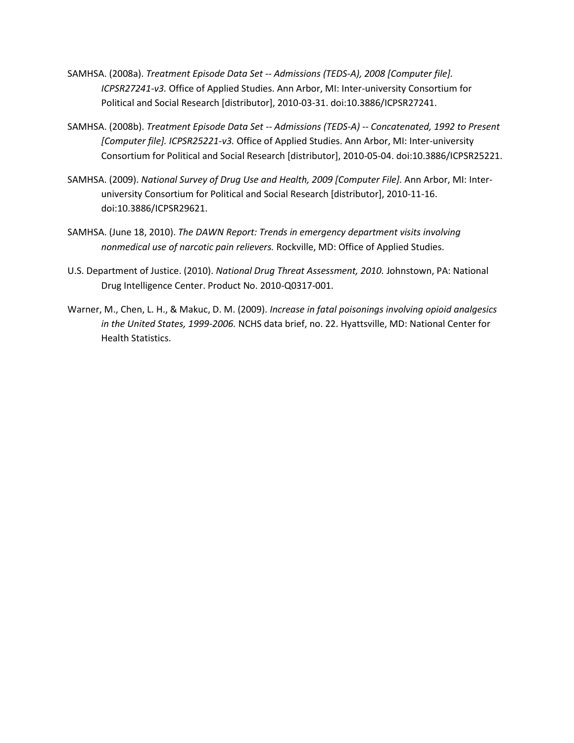SAMHSA. (2008a). *Treatment Episode Data Set -- Admissions (TEDS-A), 2008 [Computer file]. ICPSR27241-v3.* Office of Applied Studies. Ann Arbor, MI: Inter-university Consortium for Political and Social Research [distributor], 2010-03-31. doi:10.3886/ICPSR27241.

SAMHSA. (2008b). *Treatment Episode Data Set -- Admissions (TEDS-A) -- Concatenated, 1992 to Present [Computer file]. ICPSR25221-v3.* Office of Applied Studies. Ann Arbor, MI: Inter-university Consortium for Political and Social Research [distributor], 2010-05-04. doi:10.3886/ICPSR25221.

SAMHSA. (2009). *National Survey of Drug Use and Health, 2009 [Computer File].* Ann Arbor, MI: Inter-university Consortium for Political and Social Research [distributor], 2010-11-16. doi:10.3886/ICPSR29621.

SAMHSA. (June 18, 2010). *The DAWN Report: Trends in emergency department visits involving nonmedical use of narcotic pain relievers.* Rockville, MD: Office of Applied Studies.

U.S. Department of Justice. (2010). *National Drug Threat Assessment, 2010.* Johnstown, PA: National Drug Intelligence Center. Product No. 2010-Q0317-001.

Warner, M., Chen, L. H., & Makuc, D. M. (2009). *Increase in fatal poisonings involving opioid analgesics in the United States, 1999-2006.* NCHS data brief, no. 22. Hyattsville, MD: National Center for Health Statistics.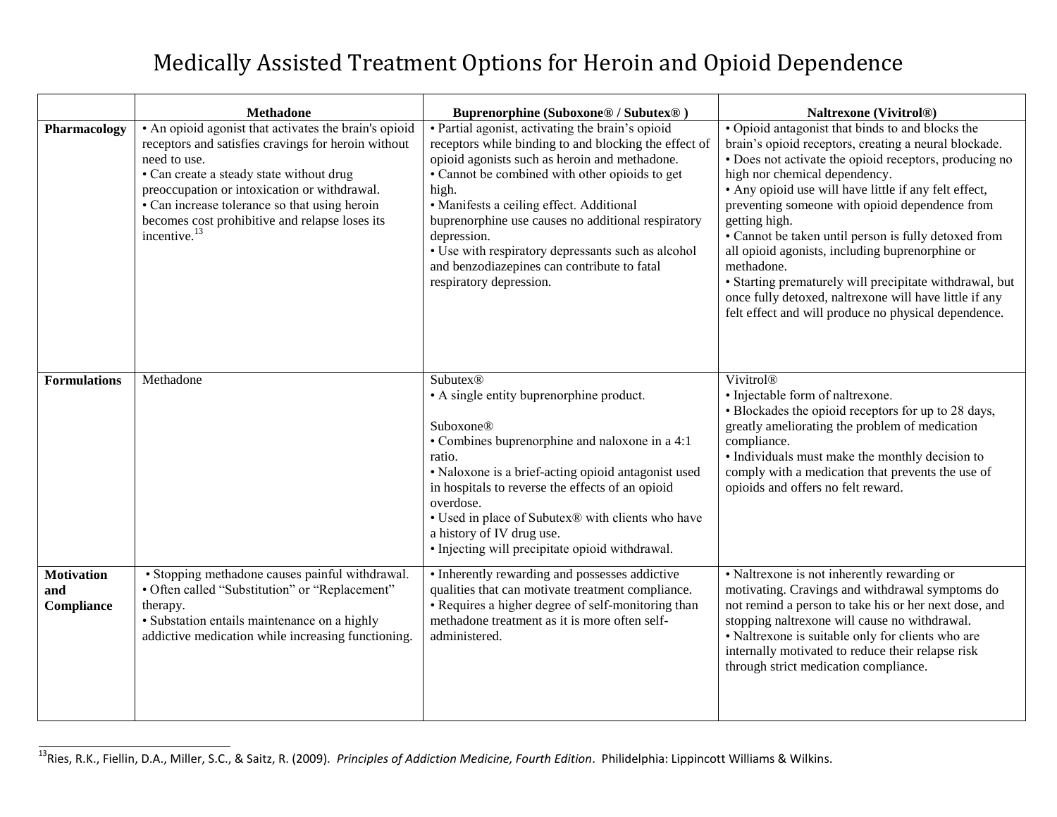# Medically Assisted Treatment Options for Heroin and Opioid Dependence

| | Methadone | Buprenorphine (Suboxone® / Subutex® ) | Naltrexone (Vivitrol®) |
|---|---|---|---|
| **Pharmacology** | • An opioid agonist that activates the brain's opioid receptors and satisfies cravings for heroin without need to use.<br>• Can create a steady state without drug preoccupation or intoxication or withdrawal.<br>• Can increase tolerance so that using heroin becomes cost prohibitive and relapse loses its incentive.[13] | • Partial agonist, activating the brain's opioid receptors while binding to and blocking the effect of opioid agonists such as heroin and methadone.<br>• Cannot be combined with other opioids to get high.<br>• Manifests a ceiling effect. Additional buprenorphine use causes no additional respiratory depression.<br>• Use with respiratory depressants such as alcohol and benzodiazepines can contribute to fatal respiratory depression. | • Opioid antagonist that binds to and blocks the brain's opioid receptors, creating a neural blockade.<br>• Does not activate the opioid receptors, producing no high nor chemical dependency.<br>• Any opioid use will have little if any felt effect, preventing someone with opioid dependence from getting high.<br>• Cannot be taken until person is fully detoxed from all opioid agonists, including buprenorphine or methadone.<br>• Starting prematurely will precipitate withdrawal, but once fully detoxed, naltrexone will have little if any felt effect and will produce no physical dependence. |
| **Formulations** | Methadone | Subutex®<br>• A single entity buprenorphine product.<br><br>Suboxone®<br>• Combines buprenorphine and naloxone in a 4:1 ratio.<br>• Naloxone is a brief-acting opioid antagonist used in hospitals to reverse the effects of an opioid overdose.<br>• Used in place of Subutex® with clients who have a history of IV drug use.<br>• Injecting will precipitate opioid withdrawal. | Vivitrol®<br>• Injectable form of naltrexone.<br>• Blockades the opioid receptors for up to 28 days, greatly ameliorating the problem of medication compliance.<br>• Individuals must make the monthly decision to comply with a medication that prevents the use of opioids and offers no felt reward. |
| **Motivation and Compliance** | • Stopping methadone causes painful withdrawal.<br>• Often called "Substitution" or "Replacement" therapy.<br>• Substation entails maintenance on a highly addictive medication while increasing functioning. | • Inherently rewarding and possesses addictive qualities that can motivate treatment compliance.<br>• Requires a higher degree of self-monitoring than methadone treatment as it is more often self-administered. | • Naltrexone is not inherently rewarding or motivating. Cravings and withdrawal symptoms do not remind a person to take his or her next dose, and stopping naltrexone will cause no withdrawal.<br>• Naltrexone is suitable only for clients who are internally motivated to reduce their relapse risk through strict medication compliance. |

[13] Ries, R.K., Fiellin, D.A., Miller, S.C., & Saitz, R. (2009). *Principles of Addiction Medicine, Fourth Edition*. Philidelphia: Lippincott Williams & Wilkins.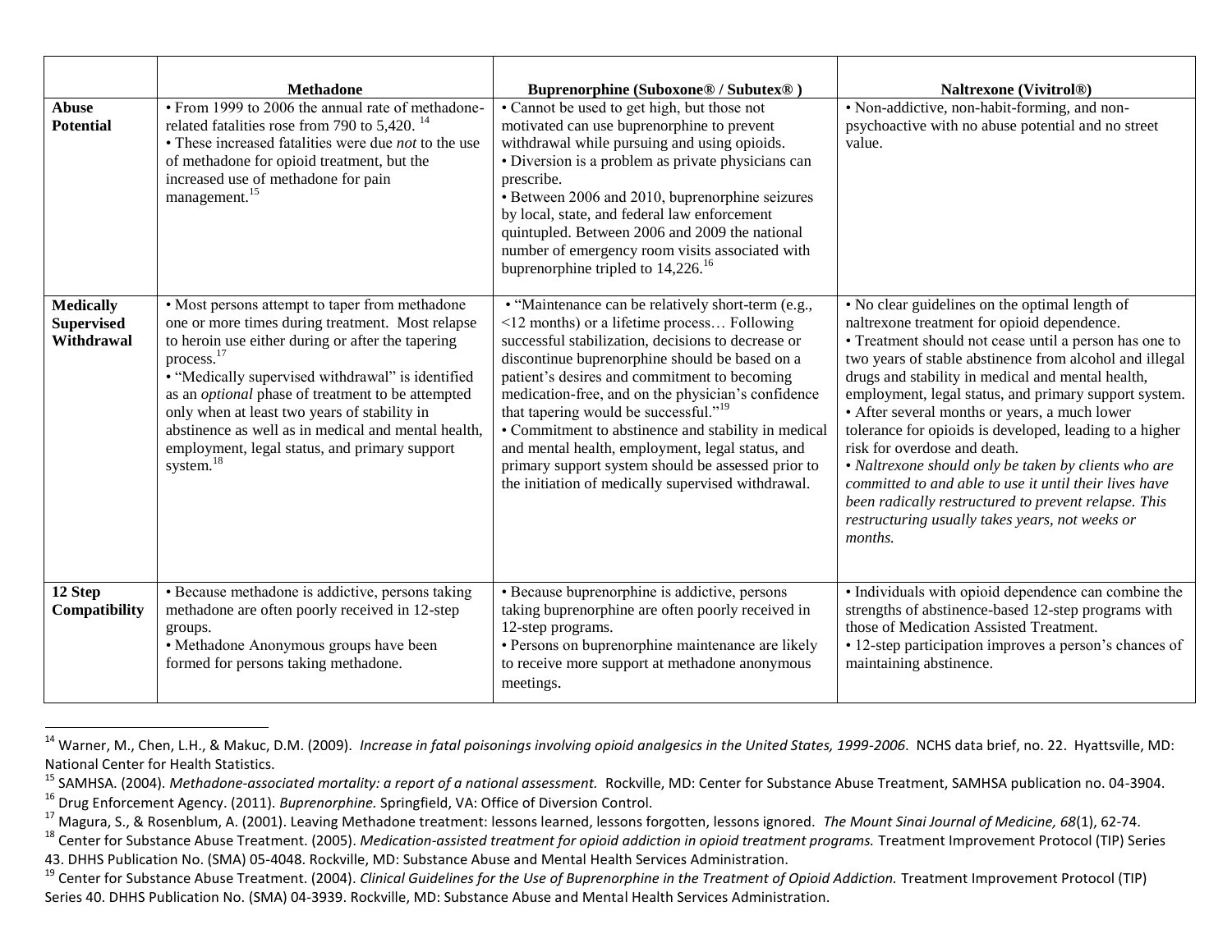| | Methadone | Buprenorphine (Suboxone® / Subutex® ) | Naltrexone (Vivitrol®) |
|---|---|---|---|
| **Abuse Potential** | • From 1999 to 2006 the annual rate of methadone-related fatalities rose from 790 to 5,420. [14]<br>• These increased fatalities were due *not* to the use of methadone for opioid treatment, but the increased use of methadone for pain management.[15] | • Cannot be used to get high, but those not motivated can use buprenorphine to prevent withdrawal while pursuing and using opioids.<br>• Diversion is a problem as private physicians can prescribe.<br>• Between 2006 and 2010, buprenorphine seizures by local, state, and federal law enforcement quintupled. Between 2006 and 2009 the national number of emergency room visits associated with buprenorphine tripled to 14,226.[16] | • Non-addictive, non-habit-forming, and non-psychoactive with no abuse potential and no street value. |
| **Medically Supervised Withdrawal** | • Most persons attempt to taper from methadone one or more times during treatment. Most relapse to heroin use either during or after the tapering process.[17]<br>• "Medically supervised withdrawal" is identified as an *optional* phase of treatment to be attempted only when at least two years of stability in abstinence as well as in medical and mental health, employment, legal status, and primary support system.[18] | • "Maintenance can be relatively short-term (e.g., <12 months) or a lifetime process… Following successful stabilization, decisions to decrease or discontinue buprenorphine should be based on a patient's desires and commitment to becoming medication-free, and on the physician's confidence that tapering would be successful."[19]<br>• Commitment to abstinence and stability in medical and mental health, employment, legal status, and primary support system should be assessed prior to the initiation of medically supervised withdrawal. | • No clear guidelines on the optimal length of naltrexone treatment for opioid dependence.<br>• Treatment should not cease until a person has one to two years of stable abstinence from alcohol and illegal drugs and stability in medical and mental health, employment, legal status, and primary support system.<br>• After several months or years, a much lower tolerance for opioids is developed, leading to a higher risk for overdose and death.<br>• *Naltrexone should only be taken by clients who are committed to and able to use it until their lives have been radically restructured to prevent relapse. This restructuring usually takes years, not weeks or months.* |
| **12 Step Compatibility** | • Because methadone is addictive, persons taking methadone are often poorly received in 12-step groups.<br>• Methadone Anonymous groups have been formed for persons taking methadone. | • Because buprenorphine is addictive, persons taking buprenorphine are often poorly received in 12-step programs.<br>• Persons on buprenorphine maintenance are likely to receive more support at methadone anonymous meetings. | • Individuals with opioid dependence can combine the strengths of abstinence-based 12-step programs with those of Medication Assisted Treatment.<br>• 12-step participation improves a person's chances of maintaining abstinence. |

[14] Warner, M., Chen, L.H., & Makuc, D.M. (2009). *Increase in fatal poisonings involving opioid analgesics in the United States, 1999-2006*. NCHS data brief, no. 22. Hyattsville, MD: National Center for Health Statistics.

[15] SAMHSA. (2004). *Methadone-associated mortality: a report of a national assessment.* Rockville, MD: Center for Substance Abuse Treatment, SAMHSA publication no. 04-3904.

[16] Drug Enforcement Agency. (2011). *Buprenorphine.* Springfield, VA: Office of Diversion Control.

[17] Magura, S., & Rosenblum, A. (2001). Leaving Methadone treatment: lessons learned, lessons forgotten, lessons ignored. *The Mount Sinai Journal of Medicine, 68*(1), 62-74.

[18] Center for Substance Abuse Treatment. (2005). *Medication-assisted treatment for opioid addiction in opioid treatment programs.* Treatment Improvement Protocol (TIP) Series 43. DHHS Publication No. (SMA) 05-4048. Rockville, MD: Substance Abuse and Mental Health Services Administration.

[19] Center for Substance Abuse Treatment. (2004). *Clinical Guidelines for the Use of Buprenorphine in the Treatment of Opioid Addiction.* Treatment Improvement Protocol (TIP) Series 40. DHHS Publication No. (SMA) 04-3939. Rockville, MD: Substance Abuse and Mental Health Services Administration.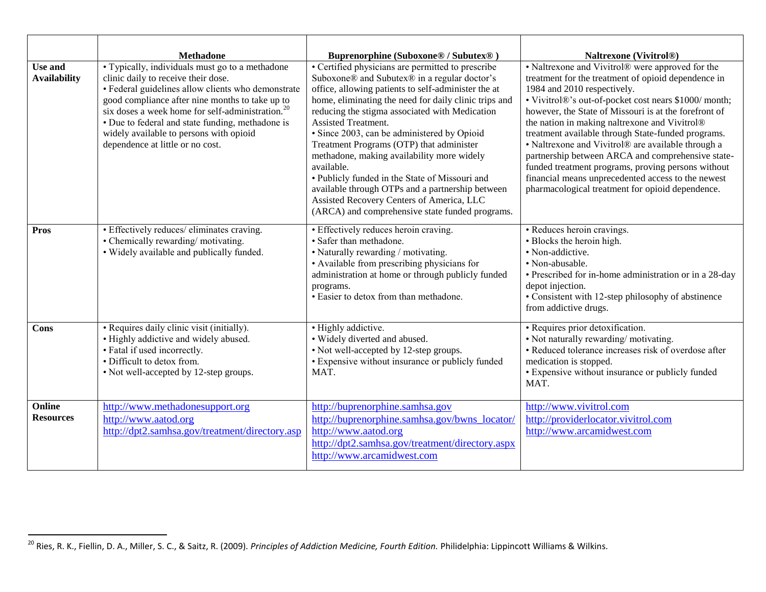| | Methadone | Buprenorphine (Suboxone® / Subutex® ) | Naltrexone (Vivitrol®) |
|---|---|---|---|
| **Use and Availability** | • Typically, individuals must go to a methadone clinic daily to receive their dose.<br>• Federal guidelines allow clients who demonstrate good compliance after nine months to take up to six doses a week home for self-administration.[20]<br>• Due to federal and state funding, methadone is widely available to persons with opioid dependence at little or no cost. | • Certified physicians are permitted to prescribe Suboxone® and Subutex® in a regular doctor's office, allowing patients to self-administer the at home, eliminating the need for daily clinic trips and reducing the stigma associated with Medication Assisted Treatment.<br>• Since 2003, can be administered by Opioid Treatment Programs (OTP) that administer methadone, making availability more widely available.<br>• Publicly funded in the State of Missouri and available through OTPs and a partnership between Assisted Recovery Centers of America, LLC (ARCA) and comprehensive state funded programs. | • Naltrexone and Vivitrol® were approved for the treatment for the treatment of opioid dependence in 1984 and 2010 respectively.<br>• Vivitrol®'s out-of-pocket cost nears $1000/ month; however, the State of Missouri is at the forefront of the nation in making naltrexone and Vivitrol® treatment available through State-funded programs.<br>• Naltrexone and Vivitrol® are available through a partnership between ARCA and comprehensive state-funded treatment programs, proving persons without financial means unprecedented access to the newest pharmacological treatment for opioid dependence. |
| **Pros** | • Effectively reduces/ eliminates craving.<br>• Chemically rewarding/ motivating.<br>• Widely available and publically funded. | • Effectively reduces heroin craving.<br>• Safer than methadone.<br>• Naturally rewarding / motivating.<br>• Available from prescribing physicians for administration at home or through publicly funded programs.<br>• Easier to detox from than methadone. | • Reduces heroin cravings.<br>• Blocks the heroin high.<br>• Non-addictive.<br>• Non-abusable.<br>• Prescribed for in-home administration or in a 28-day depot injection.<br>• Consistent with 12-step philosophy of abstinence from addictive drugs. |
| **Cons** | • Requires daily clinic visit (initially).<br>• Highly addictive and widely abused.<br>• Fatal if used incorrectly.<br>• Difficult to detox from.<br>• Not well-accepted by 12-step groups. | • Highly addictive.<br>• Widely diverted and abused.<br>• Not well-accepted by 12-step groups.<br>• Expensive without insurance or publicly funded MAT. | • Requires prior detoxification.<br>• Not naturally rewarding/ motivating.<br>• Reduced tolerance increases risk of overdose after medication is stopped.<br>• Expensive without insurance or publicly funded MAT. |
| **Online Resources** | http://www.methadonesupport.org<br>http://www.aatod.org<br>http://dpt2.samhsa.gov/treatment/directory.asp | http://buprenorphine.samhsa.gov<br>http://buprenorphine.samhsa.gov/bwns_locator/<br>http://www.aatod.org<br>http://dpt2.samhsa.gov/treatment/directory.aspx<br>http://www.arcamidwest.com | http://www.vivitrol.com<br>http://providerlocator.vivitrol.com<br>http://www.arcamidwest.com |

[20] Ries, R. K., Fiellin, D. A., Miller, S. C., & Saitz, R. (2009). *Principles of Addiction Medicine, Fourth Edition.* Philidelphia: Lippincott Williams & Wilkins.